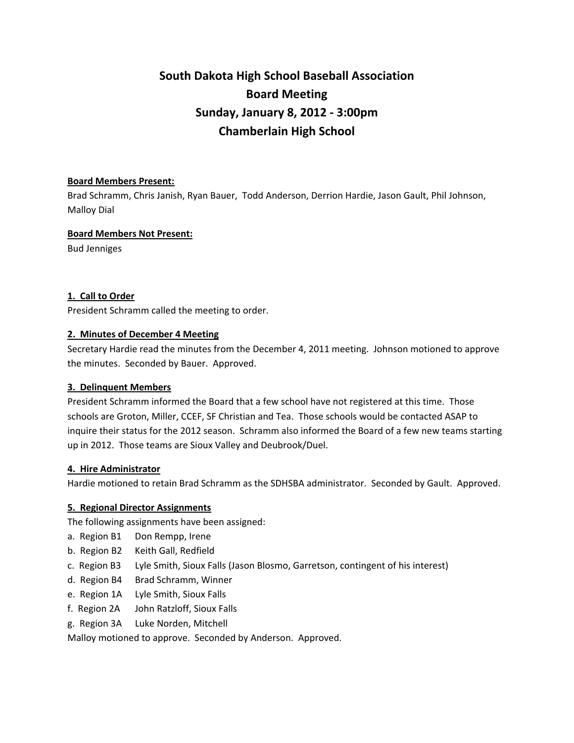# South Dakota High School Baseball Association
# Board Meeting
# Sunday, January 8, 2012 - 3:00pm
# Chamberlain High School

**Board Members Present:**

Brad Schramm, Chris Janish, Ryan Bauer, Todd Anderson, Derrion Hardie, Jason Gault, Phil Johnson, Malloy Dial

**Board Members Not Present:**

Bud Jenniges

**1. Call to Order**

President Schramm called the meeting to order.

**2. Minutes of December 4 Meeting**

Secretary Hardie read the minutes from the December 4, 2011 meeting. Johnson motioned to approve the minutes. Seconded by Bauer. Approved.

**3. Delinquent Members**

President Schramm informed the Board that a few school have not registered at this time. Those schools are Groton, Miller, CCEF, SF Christian and Tea. Those schools would be contacted ASAP to inquire their status for the 2012 season. Schramm also informed the Board of a few new teams starting up in 2012. Those teams are Sioux Valley and Deubrook/Duel.

**4. Hire Administrator**

Hardie motioned to retain Brad Schramm as the SDHSBA administrator. Seconded by Gault. Approved.

**5. Regional Director Assignments**

The following assignments have been assigned:

a. Region B1 Don Rempp, Irene
b. Region B2 Keith Gall, Redfield
c. Region B3 Lyle Smith, Sioux Falls (Jason Blosmo, Garretson, contingent of his interest)
d. Region B4 Brad Schramm, Winner
e. Region 1A Lyle Smith, Sioux Falls
f. Region 2A John Ratzloff, Sioux Falls
g. Region 3A Luke Norden, Mitchell

Malloy motioned to approve. Seconded by Anderson. Approved.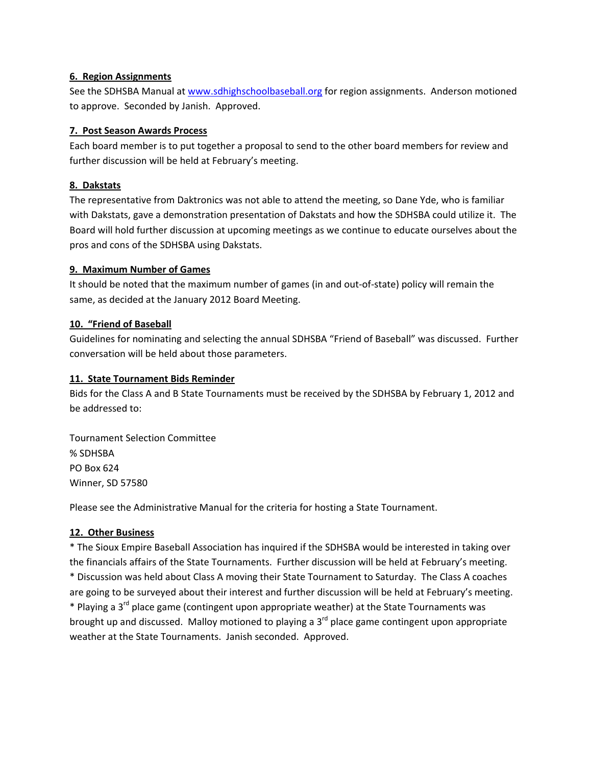**6. Region Assignments**

See the SDHSBA Manual at www.sdhighschoolbaseball.org for region assignments. Anderson motioned to approve. Seconded by Janish. Approved.

**7. Post Season Awards Process**

Each board member is to put together a proposal to send to the other board members for review and further discussion will be held at February's meeting.

**8. Dakstats**

The representative from Daktronics was not able to attend the meeting, so Dane Yde, who is familiar with Dakstats, gave a demonstration presentation of Dakstats and how the SDHSBA could utilize it. The Board will hold further discussion at upcoming meetings as we continue to educate ourselves about the pros and cons of the SDHSBA using Dakstats.

**9. Maximum Number of Games**

It should be noted that the maximum number of games (in and out-of-state) policy will remain the same, as decided at the January 2012 Board Meeting.

**10. "Friend of Baseball**

Guidelines for nominating and selecting the annual SDHSBA "Friend of Baseball" was discussed. Further conversation will be held about those parameters.

**11. State Tournament Bids Reminder**

Bids for the Class A and B State Tournaments must be received by the SDHSBA by February 1, 2012 and be addressed to:

Tournament Selection Committee
% SDHSBA
PO Box 624
Winner, SD 57580

Please see the Administrative Manual for the criteria for hosting a State Tournament.

**12. Other Business**

* The Sioux Empire Baseball Association has inquired if the SDHSBA would be interested in taking over the financials affairs of the State Tournaments. Further discussion will be held at February's meeting.
* Discussion was held about Class A moving their State Tournament to Saturday. The Class A coaches are going to be surveyed about their interest and further discussion will be held at February's meeting.
* Playing a 3rd place game (contingent upon appropriate weather) at the State Tournaments was brought up and discussed. Malloy motioned to playing a 3rd place game contingent upon appropriate weather at the State Tournaments. Janish seconded. Approved.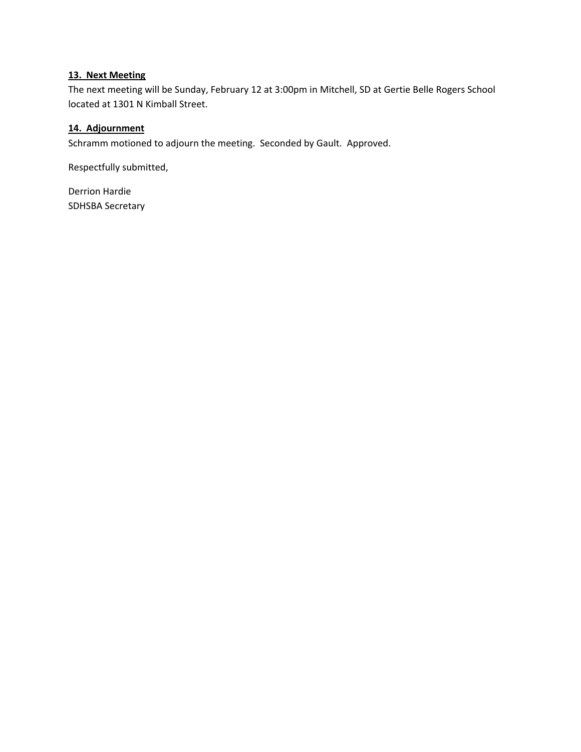**13. Next Meeting**

The next meeting will be Sunday, February 12 at 3:00pm in Mitchell, SD at Gertie Belle Rogers School located at 1301 N Kimball Street.

**14. Adjournment**

Schramm motioned to adjourn the meeting. Seconded by Gault. Approved.

Respectfully submitted,

Derrion Hardie
SDHSBA Secretary